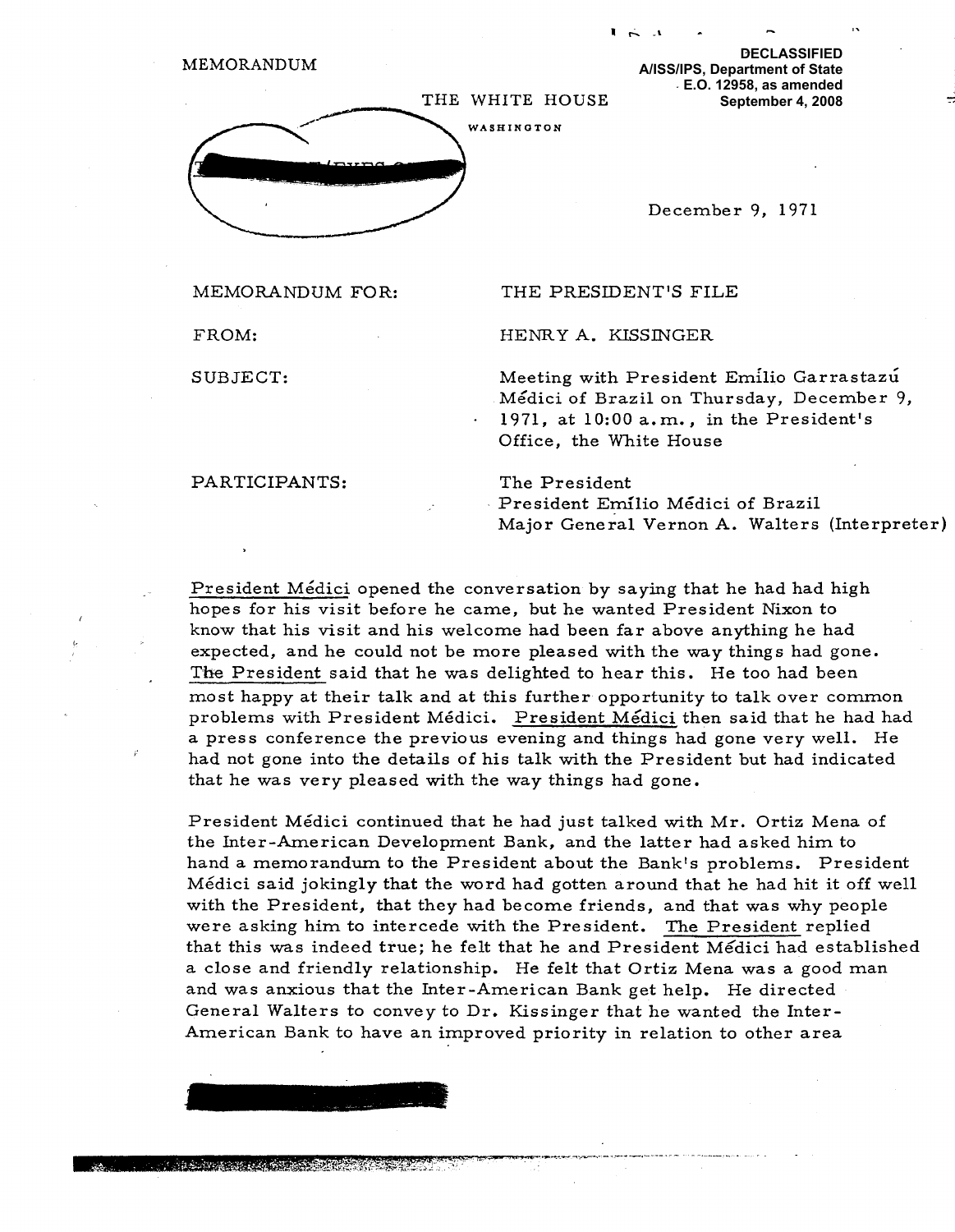MEMORANDUM

**DECLASSIFIED**
**A/ISS/IPS, Department of State**
**E.O. 12958, as amended**
**September 4, 2008**

THE WHITE HOUSE

WASHINGTON

December 9, 1971

MEMORANDUM FOR: THE PRESIDENT'S FILE

FROM: HENRY A. KISSINGER

SUBJECT: Meeting with President Emílio Garrastazú Médici of Brazil on Thursday, December 9, 1971, at 10:00 a.m., in the President's Office, the White House

PARTICIPANTS: The President
President Emílio Médici of Brazil
Major General Vernon A. Walters (Interpreter)

President Médici opened the conversation by saying that he had had high hopes for his visit before he came, but he wanted President Nixon to know that his visit and his welcome had been far above anything he had expected, and he could not be more pleased with the way things had gone. The President said that he was delighted to hear this. He too had been most happy at their talk and at this further opportunity to talk over common problems with President Médici. President Médici then said that he had had a press conference the previous evening and things had gone very well. He had not gone into the details of his talk with the President but had indicated that he was very pleased with the way things had gone.

President Médici continued that he had just talked with Mr. Ortiz Mena of the Inter-American Development Bank, and the latter had asked him to hand a memorandum to the President about the Bank's problems. President Médici said jokingly that the word had gotten around that he had hit it off well with the President, that they had become friends, and that was why people were asking him to intercede with the President. The President replied that this was indeed true; he felt that he and President Médici had established a close and friendly relationship. He felt that Ortiz Mena was a good man and was anxious that the Inter-American Bank get help. He directed General Walters to convey to Dr. Kissinger that he wanted the Inter-American Bank to have an improved priority in relation to other area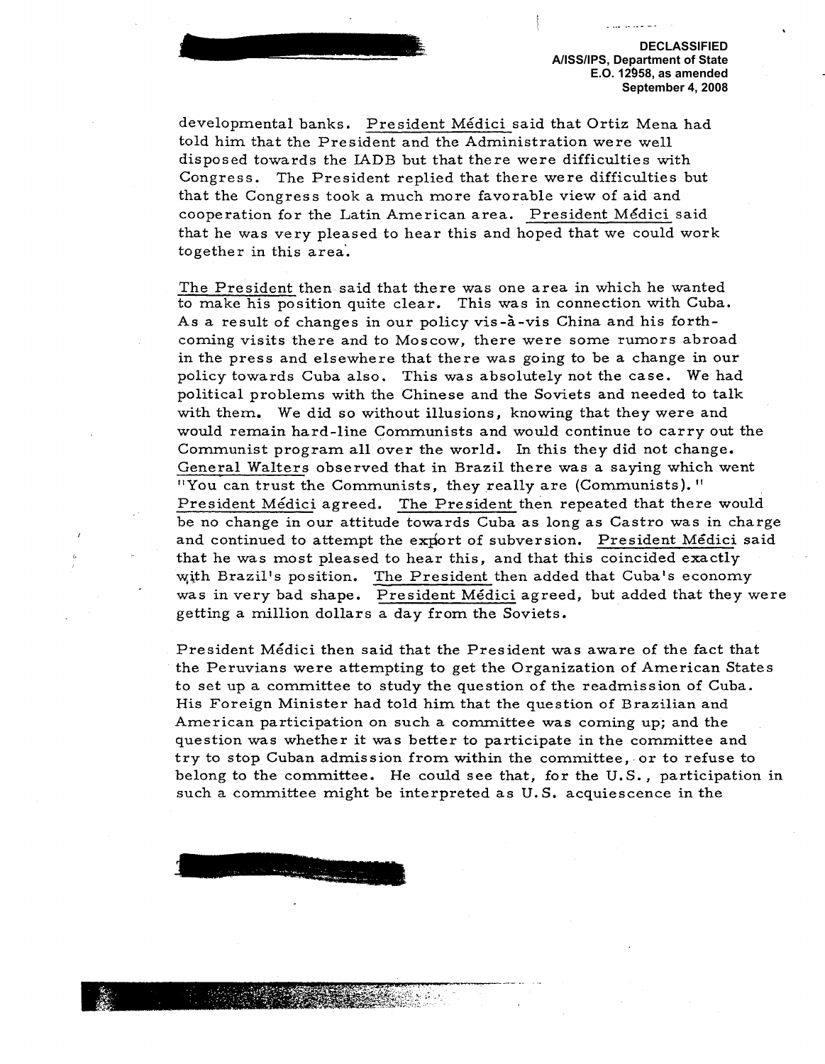DECLASSIFIED
A/ISS/IPS, Department of State
E.O. 12958, as amended
September 4, 2008

developmental banks. President Médici said that Ortiz Mena had told him that the President and the Administration were well disposed towards the IADB but that there were difficulties with Congress. The President replied that there were difficulties but that the Congress took a much more favorable view of aid and cooperation for the Latin American area. President Médici said that he was very pleased to hear this and hoped that we could work together in this area.

The President then said that there was one area in which he wanted to make his position quite clear. This was in connection with Cuba. As a result of changes in our policy vis-à-vis China and his forthcoming visits there and to Moscow, there were some rumors abroad in the press and elsewhere that there was going to be a change in our policy towards Cuba also. This was absolutely not the case. We had political problems with the Chinese and the Soviets and needed to talk with them. We did so without illusions, knowing that they were and would remain hard-line Communists and would continue to carry out the Communist program all over the world. In this they did not change. General Walters observed that in Brazil there was a saying which went "You can trust the Communists, they really are (Communists)." President Médici agreed. The President then repeated that there would be no change in our attitude towards Cuba as long as Castro was in charge and continued to attempt the export of subversion. President Médici said that he was most pleased to hear this, and that this coincided exactly with Brazil's position. The President then added that Cuba's economy was in very bad shape. President Médici agreed, but added that they were getting a million dollars a day from the Soviets.

President Médici then said that the President was aware of the fact that the Peruvians were attempting to get the Organization of American States to set up a committee to study the question of the readmission of Cuba. His Foreign Minister had told him that the question of Brazilian and American participation on such a committee was coming up; and the question was whether it was better to participate in the committee and try to stop Cuban admission from within the committee, or to refuse to belong to the committee. He could see that, for the U.S., participation in such a committee might be interpreted as U.S. acquiescence in the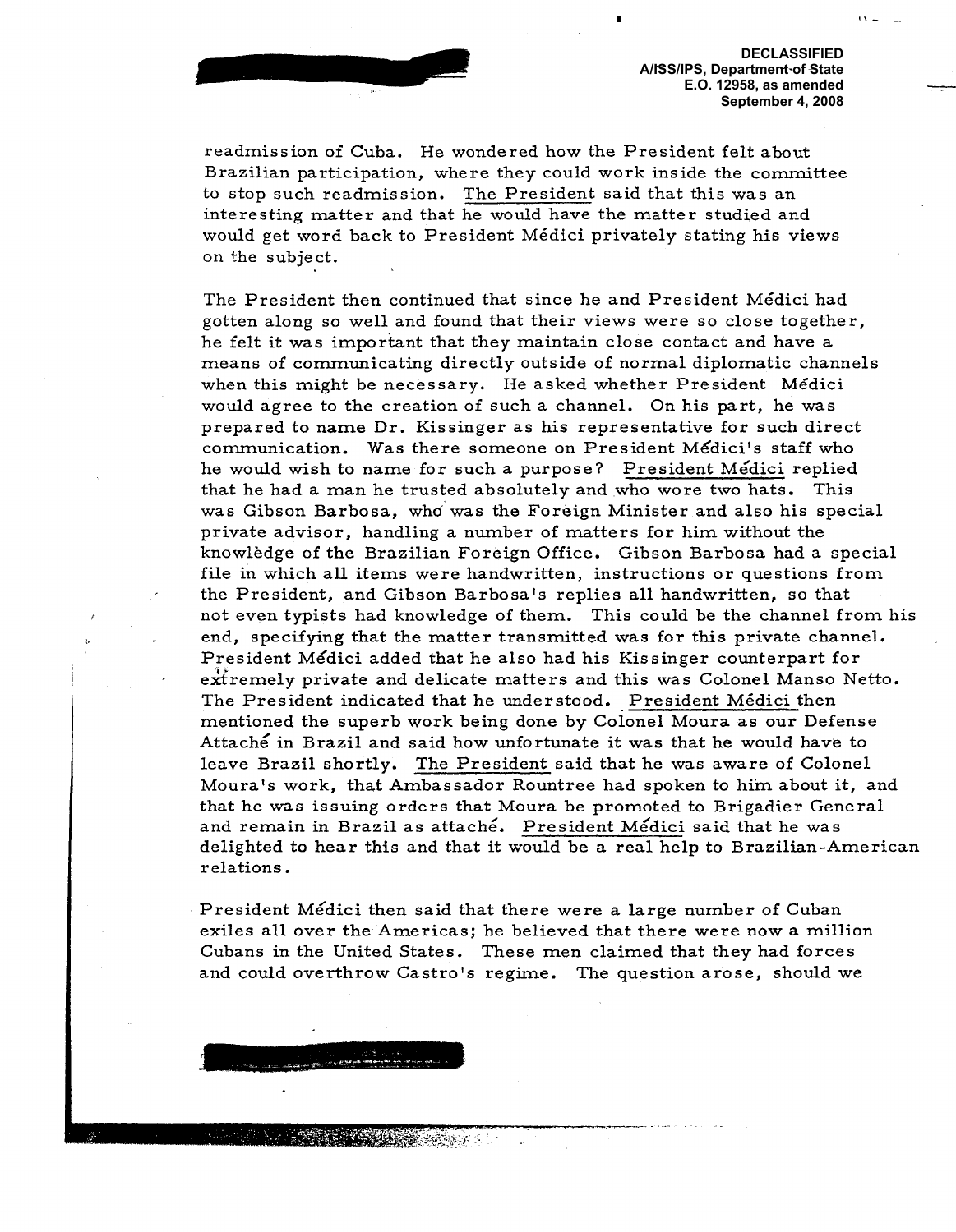DECLASSIFIED
A/ISS/IPS, Department of State
E.O. 12958, as amended
September 4, 2008

readmission of Cuba. He wondered how the President felt about Brazilian participation, where they could work inside the committee to stop such readmission. The President said that this was an interesting matter and that he would have the matter studied and would get word back to President Médici privately stating his views on the subject.

The President then continued that since he and President Médici had gotten along so well and found that their views were so close together, he felt it was important that they maintain close contact and have a means of communicating directly outside of normal diplomatic channels when this might be necessary. He asked whether President Médici would agree to the creation of such a channel. On his part, he was prepared to name Dr. Kissinger as his representative for such direct communication. Was there someone on President Médici's staff who he would wish to name for such a purpose? President Médici replied that he had a man he trusted absolutely and who wore two hats. This was Gibson Barbosa, who was the Foreign Minister and also his special private advisor, handling a number of matters for him without the knowledge of the Brazilian Foreign Office. Gibson Barbosa had a special file in which all items were handwritten, instructions or questions from the President, and Gibson Barbosa's replies all handwritten, so that not even typists had knowledge of them. This could be the channel from his end, specifying that the matter transmitted was for this private channel. President Médici added that he also had his Kissinger counterpart for extremely private and delicate matters and this was Colonel Manso Netto. The President indicated that he understood. President Médici then mentioned the superb work being done by Colonel Moura as our Defense Attaché in Brazil and said how unfortunate it was that he would have to leave Brazil shortly. The President said that he was aware of Colonel Moura's work, that Ambassador Rountree had spoken to him about it, and that he was issuing orders that Moura be promoted to Brigadier General and remain in Brazil as attaché. President Médici said that he was delighted to hear this and that it would be a real help to Brazilian-American relations.

President Médici then said that there were a large number of Cuban exiles all over the Americas; he believed that there were now a million Cubans in the United States. These men claimed that they had forces and could overthrow Castro's regime. The question arose, should we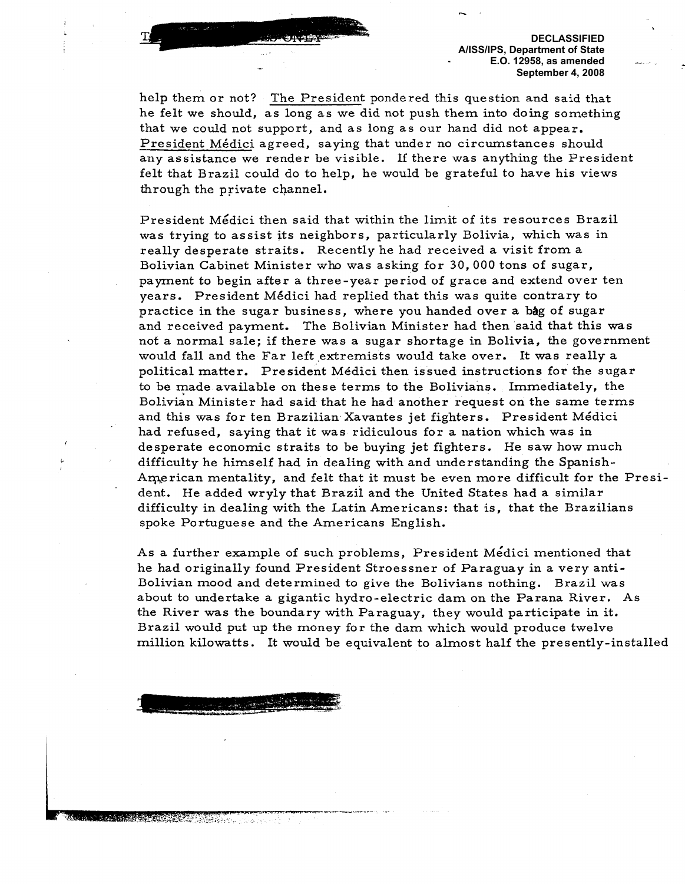help them or not? The President pondered this question and said that he felt we should, as long as we did not push them into doing something that we could not support, and as long as our hand did not appear. President Médici agreed, saying that under no circumstances should any assistance we render be visible. If there was anything the President felt that Brazil could do to help, he would be grateful to have his views through the private channel.

President Médici then said that within the limit of its resources Brazil was trying to assist its neighbors, particularly Bolivia, which was in really desperate straits. Recently he had received a visit from a Bolivian Cabinet Minister who was asking for 30,000 tons of sugar, payment to begin after a three-year period of grace and extend over ten years. President Médici had replied that this was quite contrary to practice in the sugar business, where you handed over a bag of sugar and received payment. The Bolivian Minister had then said that this was not a normal sale; if there was a sugar shortage in Bolivia, the government would fall and the Far left extremists would take over. It was really a political matter. President Médici then issued instructions for the sugar to be made available on these terms to the Bolivians. Immediately, the Bolivian Minister had said that he had another request on the same terms and this was for ten Brazilian Xavantes jet fighters. President Médici had refused, saying that it was ridiculous for a nation which was in desperate economic straits to be buying jet fighters. He saw how much difficulty he himself had in dealing with and understanding the Spanish-American mentality, and felt that it must be even more difficult for the President. He added wryly that Brazil and the United States had a similar difficulty in dealing with the Latin Americans: that is, that the Brazilians spoke Portuguese and the Americans English.

As a further example of such problems, President Médici mentioned that he had originally found President Stroessner of Paraguay in a very anti-Bolivian mood and determined to give the Bolivians nothing. Brazil was about to undertake a gigantic hydro-electric dam on the Parana River. As the River was the boundary with Paraguay, they would participate in it. Brazil would put up the money for the dam which would produce twelve million kilowatts. It would be equivalent to almost half the presently-installed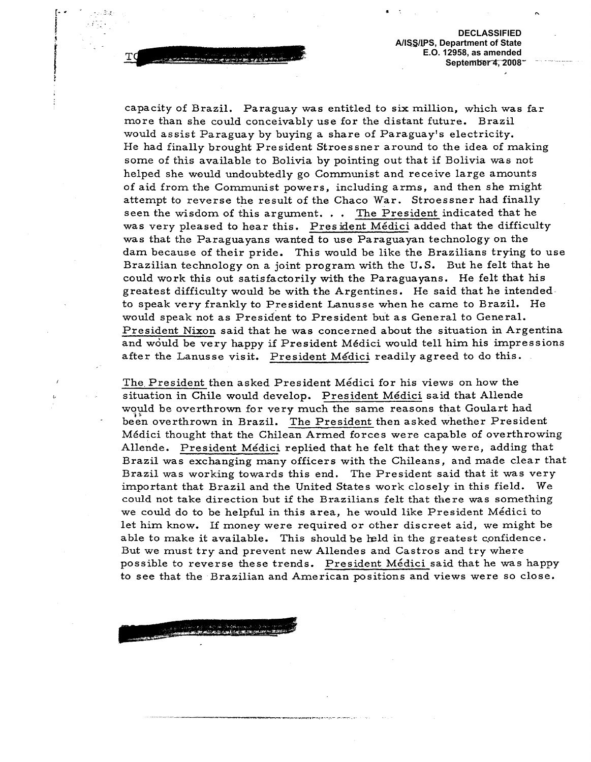DECLASSIFIED
A/ISS/IPS, Department of State
E.O. 12958, as amended
September 4, 2008

capacity of Brazil. Paraguay was entitled to six million, which was far more than she could conceivably use for the distant future. Brazil would assist Paraguay by buying a share of Paraguay's electricity. He had finally brought President Stroessner around to the idea of making some of this available to Bolivia by pointing out that if Bolivia was not helped she would undoubtedly go Communist and receive large amounts of aid from the Communist powers, including arms, and then she might attempt to reverse the result of the Chaco War. Stroessner had finally seen the wisdom of this argument. . . The President indicated that he was very pleased to hear this. President Médici added that the difficulty was that the Paraguayans wanted to use Paraguayan technology on the dam because of their pride. This would be like the Brazilians trying to use Brazilian technology on a joint program with the U.S. But he felt that he could work this out satisfactorily with the Paraguayans. He felt that his greatest difficulty would be with the Argentines. He said that he intended to speak very frankly to President Lanusse when he came to Brazil. He would speak not as President to President but as General to General. President Nixon said that he was concerned about the situation in Argentina and would be very happy if President Médici would tell him his impressions after the Lanusse visit. President Médici readily agreed to do this.

The President then asked President Médici for his views on how the situation in Chile would develop. President Médici said that Allende would be overthrown for very much the same reasons that Goulart had been overthrown in Brazil. The President then asked whether President Médici thought that the Chilean Armed forces were capable of overthrowing Allende. President Médici replied that he felt that they were, adding that Brazil was exchanging many officers with the Chileans, and made clear that Brazil was working towards this end. The President said that it was very important that Brazil and the United States work closely in this field. We could not take direction but if the Brazilians felt that there was something we could do to be helpful in this area, he would like President Médici to let him know. If money were required or other discreet aid, we might be able to make it available. This should be held in the greatest confidence. But we must try and prevent new Allendes and Castros and try where possible to reverse these trends. President Médici said that he was happy to see that the Brazilian and American positions and views were so close.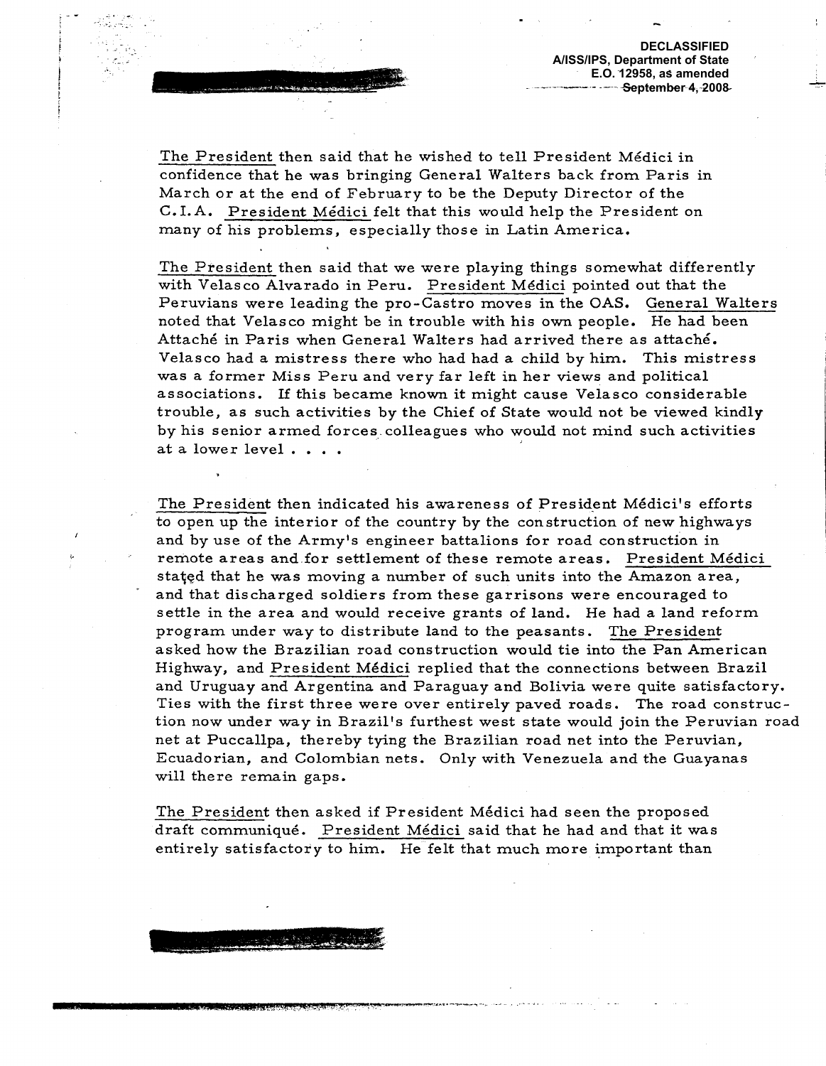DECLASSIFIED
A/ISS/IPS, Department of State
E.O. 12958, as amended
September 4, 2008

The President then said that he wished to tell President Médici in confidence that he was bringing General Walters back from Paris in March or at the end of February to be the Deputy Director of the C.I.A. President Médici felt that this would help the President on many of his problems, especially those in Latin America.

The President then said that we were playing things somewhat differently with Velasco Alvarado in Peru. President Médici pointed out that the Peruvians were leading the pro-Castro moves in the OAS. General Walters noted that Velasco might be in trouble with his own people. He had been Attaché in Paris when General Walters had arrived there as attaché. Velasco had a mistress there who had had a child by him. This mistress was a former Miss Peru and very far left in her views and political associations. If this became known it might cause Velasco considerable trouble, as such activities by the Chief of State would not be viewed kindly by his senior armed forces colleagues who would not mind such activities at a lower level . . . .

The President then indicated his awareness of President Médici's efforts to open up the interior of the country by the construction of new highways and by use of the Army's engineer battalions for road construction in remote areas and for settlement of these remote areas. President Médici stated that he was moving a number of such units into the Amazon area, and that discharged soldiers from these garrisons were encouraged to settle in the area and would receive grants of land. He had a land reform program under way to distribute land to the peasants. The President asked how the Brazilian road construction would tie into the Pan American Highway, and President Médici replied that the connections between Brazil and Uruguay and Argentina and Paraguay and Bolivia were quite satisfactory. Ties with the first three were over entirely paved roads. The road construction now under way in Brazil's furthest west state would join the Peruvian road net at Puccallpa, thereby tying the Brazilian road net into the Peruvian, Ecuadorian, and Colombian nets. Only with Venezuela and the Guayanas will there remain gaps.

The President then asked if President Médici had seen the proposed draft communiqué. President Médici said that he had and that it was entirely satisfactory to him. He felt that much more important than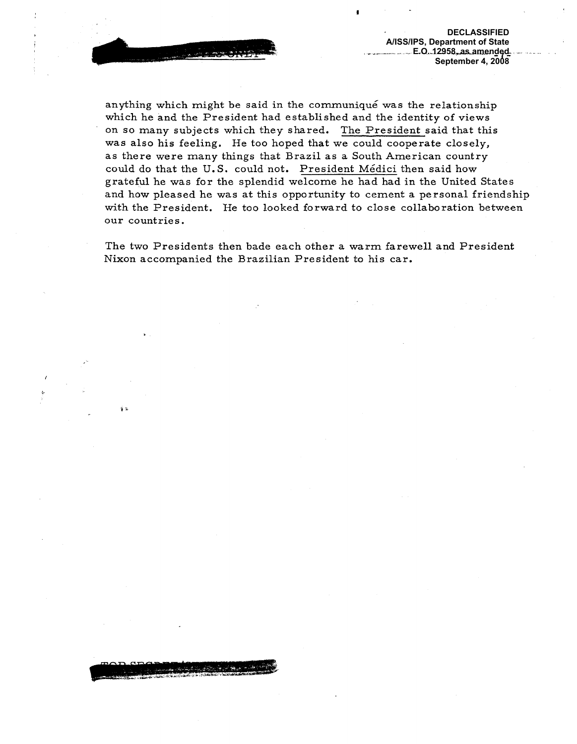anything which might be said in the communiqué was the relationship which he and the President had established and the identity of views on so many subjects which they shared. The President said that this was also his feeling. He too hoped that we could cooperate closely, as there were many things that Brazil as a South American country could do that the U.S. could not. President Médici then said how grateful he was for the splendid welcome he had had in the United States and how pleased he was at this opportunity to cement a personal friendship with the President. He too looked forward to close collaboration between our countries.

The two Presidents then bade each other a warm farewell and President Nixon accompanied the Brazilian President to his car.